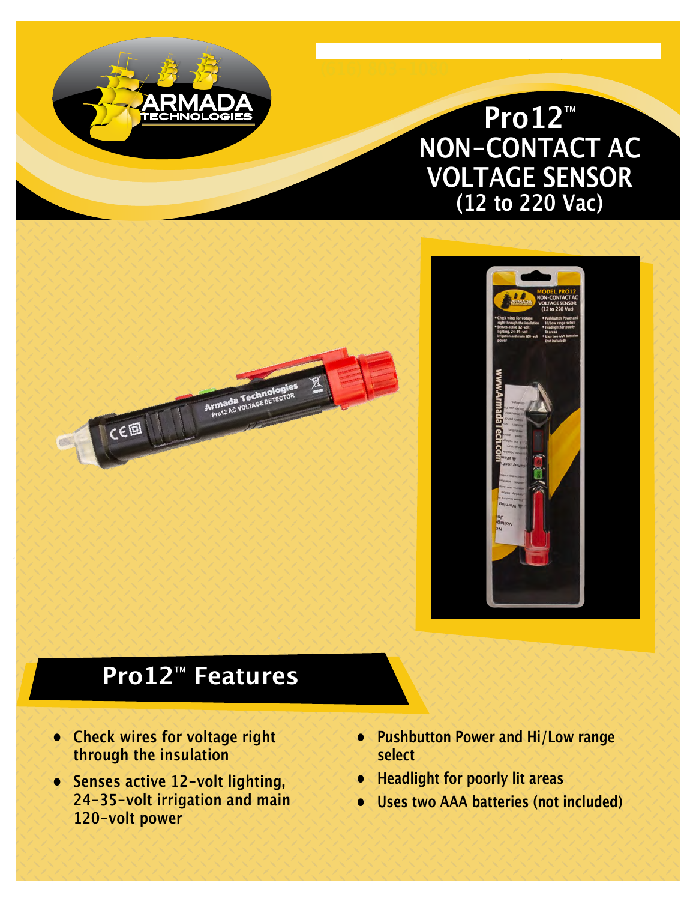# Pro12™ NON-CONTACT AC VOLTAGE SENSOR (12 to 220 Vac)

## Pro12™ Features

- Check wires for voltage right through the insulation
- Senses active 12-volt lighting, 24-35-volt irrigation and main 120-volt power
- Pushbutton Power and Hi/Low range select
- Headlight for poorly lit areas
- Uses two AAA batteries (not included)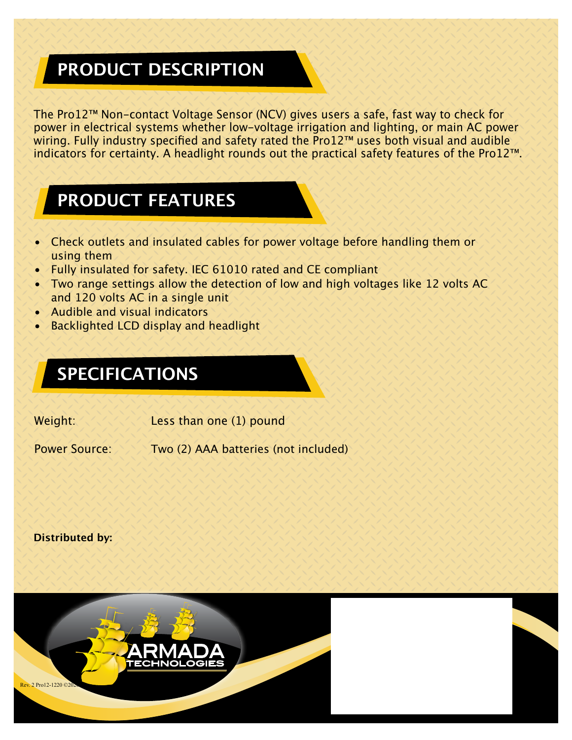## PRODUCT DESCRIPTION

The Pro12™ Non-contact Voltage Sensor (NCV) gives users a safe, fast way to check for power in electrical systems whether low-voltage irrigation and lighting, or main AC power wiring. Fully industry specified and safety rated the Pro12™ uses both visual and audible indicators for certainty. A headlight rounds out the practical safety features of the Pro12™.

## PRODUCT FEATURES

- Check outlets and insulated cables for power voltage before handling them or using them
- Fully insulated for safety. IEC 61010 rated and CE compliant
- Two range settings allow the detection of low and high voltages like 12 volts AC and 120 volts AC in a single unit
- Audible and visual indicators
- Backlighted LCD display and headlight

## SPECIFICATIONS

| | |
|---|---|
| Weight: | Less than one (1) pound |
| Power Source: | Two (2) AAA batteries (not included) |

**Distributed by:**

ARMADA TECHNOLOGIES

Rev. 2 Pro12-1220 ©202